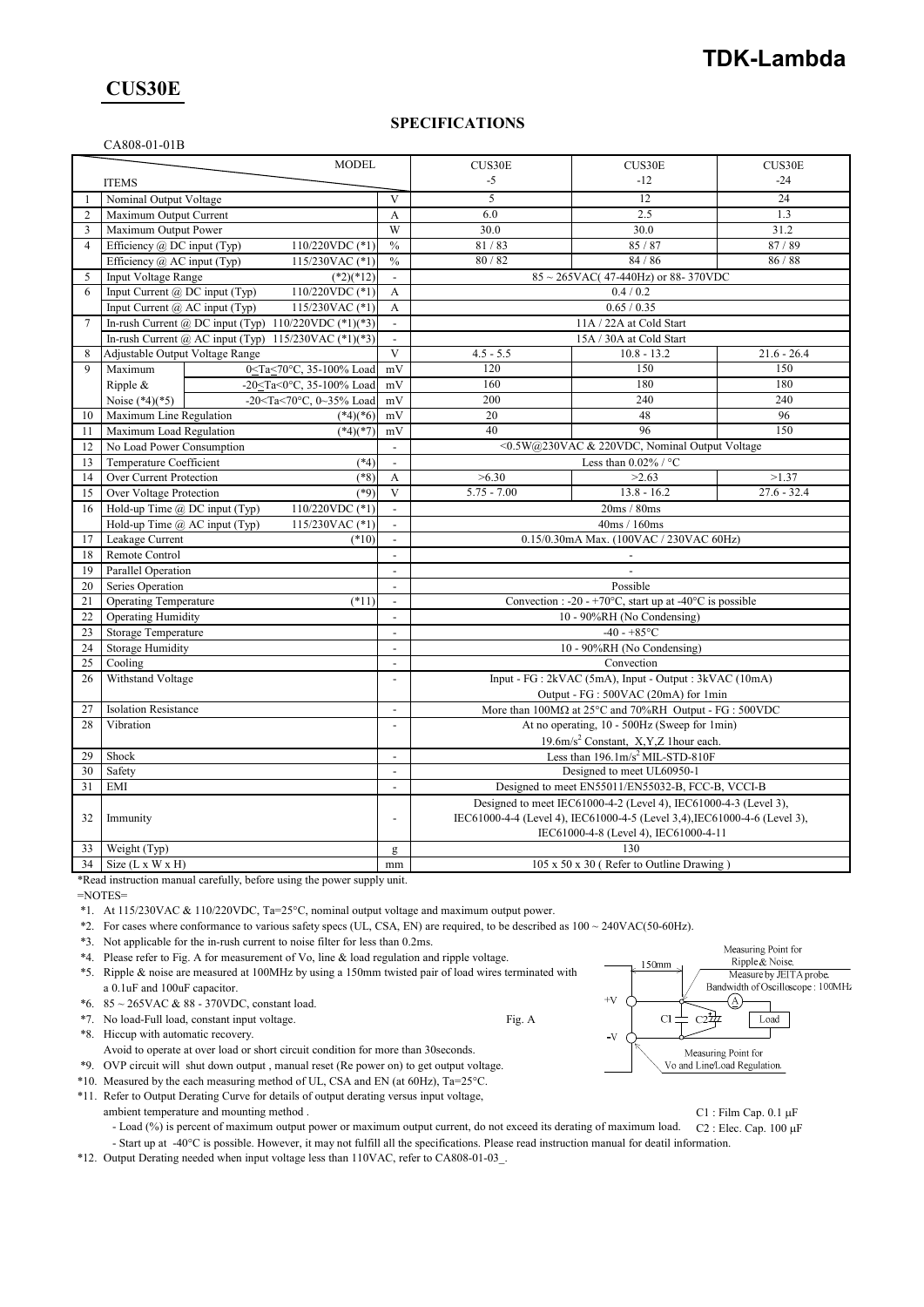# CUS30E

TDK-Lambda

## SPECIFICATIONS

CA808-01-01B

| | ITEMS / MODEL | | | CUS30E -5 | CUS30E -12 | CUS30E -24 |
|---|---|---|---|---|---|---|
| 1 | Nominal Output Voltage | | V | 5 | 12 | 24 |
| 2 | Maximum Output Current | | A | 6.0 | 2.5 | 1.3 |
| 3 | Maximum Output Power | | W | 30.0 | 30.0 | 31.2 |
| 4 | Efficiency @ DC input (Typ) | 110/220VDC (*1) | % | 81 / 83 | 85 / 87 | 87 / 89 |
| | Efficiency @ AC input (Typ) | 115/230VAC (*1) | % | 80 / 82 | 84 / 86 | 86 / 88 |
| 5 | Input Voltage Range | (*2)(*12) | - | 85 ~ 265VAC( 47-440Hz) or 88- 370VDC | | |
| 6 | Input Current @ DC input (Typ) | 110/220VDC (*1) | A | 0.4 / 0.2 | | |
| | Input Current @ AC input (Typ) | 115/230VAC (*1) | A | 0.65 / 0.35 | | |
| 7 | In-rush Current @ DC input (Typ) | 110/220VDC (*1)(*3) | - | 11A / 22A at Cold Start | | |
| | In-rush Current @ AC input (Typ) | 115/230VAC (*1)(*3) | - | 15A / 30A at Cold Start | | |
| 8 | Adjustable Output Voltage Range | | V | 4.5 - 5.5 | 10.8 - 13.2 | 21.6 - 26.4 |
| 9 | Maximum Ripple & Noise (*4)(*5) | 0≤Ta≤70°C, 35-100% Load | mV | 120 | 150 | 150 |
| | | -20≤Ta<0°C, 35-100% Load | mV | 160 | 180 | 180 |
| | | -20<Ta<70°C, 0~35% Load | mV | 200 | 240 | 240 |
| 10 | Maximum Line Regulation | (*4)(*6) | mV | 20 | 48 | 96 |
| 11 | Maximum Load Regulation | (*4)(*7) | mV | 40 | 96 | 150 |
| 12 | No Load Power Consumption | | - | <0.5W@230VAC & 220VDC, Nominal Output Voltage | | |
| 13 | Temperature Coefficient | (*4) | - | Less than 0.02% / °C | | |
| 14 | Over Current Protection | (*8) | A | >6.30 | >2.63 | >1.37 |
| 15 | Over Voltage Protection | (*9) | V | 5.75 - 7.00 | 13.8 - 16.2 | 27.6 - 32.4 |
| 16 | Hold-up Time @ DC input (Typ) | 110/220VDC (*1) | - | 20ms / 80ms | | |
| | Hold-up Time @ AC input (Typ) | 115/230VAC (*1) | - | 40ms / 160ms | | |
| 17 | Leakage Current | (*10) | - | 0.15/0.30mA Max. (100VAC / 230VAC 60Hz) | | |
| 18 | Remote Control | | - | - | | |
| 19 | Parallel Operation | | - | - | | |
| 20 | Series Operation | | - | Possible | | |
| 21 | Operating Temperature | (*11) | - | Convection : -20 - +70°C, start up at -40°C is possible | | |
| 22 | Operating Humidity | | - | 10 - 90%RH (No Condensing) | | |
| 23 | Storage Temperature | | - | -40 - +85°C | | |
| 24 | Storage Humidity | | - | 10 - 90%RH (No Condensing) | | |
| 25 | Cooling | | - | Convection | | |
| 26 | Withstand Voltage | | - | Input - FG : 2kVAC (5mA), Input - Output : 3kVAC (10mA) Output - FG : 500VAC (20mA) for 1min | | |
| 27 | Isolation Resistance | | - | More than 100MΩ at 25°C and 70%RH Output - FG : 500VDC | | |
| 28 | Vibration | | - | At no operating, 10 - 500Hz (Sweep for 1min) 19.6m/s$^2$ Constant, X,Y,Z 1hour each. | | |
| 29 | Shock | | - | Less than 196.1m/s$^2$ MIL-STD-810F | | |
| 30 | Safety | | - | Designed to meet UL60950-1 | | |
| 31 | EMI | | - | Designed to meet EN55011/EN55032-B, FCC-B, VCCI-B | | |
| 32 | Immunity | | - | Designed to meet IEC61000-4-2 (Level 4), IEC61000-4-3 (Level 3), IEC61000-4-4 (Level 4), IEC61000-4-5 (Level 3,4),IEC61000-4-6 (Level 3), IEC61000-4-8 (Level 4), IEC61000-4-11 | | |
| 33 | Weight (Typ) | | g | 130 | | |
| 34 | Size (L x W x H) | | mm | 105 x 50 x 30 ( Refer to Outline Drawing ) | | |

*Read instruction manual carefully, before using the power supply unit.

=NOTES=

- *1. At 115/230VAC & 110/220VDC, Ta=25°C, nominal output voltage and maximum output power.
- *2. For cases where conformance to various safety specs (UL, CSA, EN) are required, to be described as 100 ~ 240VAC(50-60Hz).
- *3. Not applicable for the in-rush current to noise filter for less than 0.2ms.
- *4. Please refer to Fig. A for measurement of Vo, line & load regulation and ripple voltage.
- *5. Ripple & noise are measured at 100MHz by using a 150mm twisted pair of load wires terminated with a 0.1uF and 100uF capacitor.
- *6. 85 ~ 265VAC & 88 - 370VDC, constant load.
- *7. No load-Full load, constant input voltage.
- *8. Hiccup with automatic recovery. Avoid to operate at over load or short circuit condition for more than 30seconds.
- *9. OVP circuit will shut down output , manual reset (Re power on) to get output voltage.
- *10. Measured by the each measuring method of UL, CSA and EN (at 60Hz), Ta=25°C.
- *11. Refer to Output Derating Curve for details of output derating versus input voltage, ambient temperature and mounting method .
  - Load (%) is percent of maximum output power or maximum output current, do not exceed its derating of maximum load.
  - Start up at -40°C is possible. However, it may not fulfill all the specifications. Please read instruction manual for deatil information.
- *12. Output Derating needed when input voltage less than 110VAC, refer to CA808-01-03_.

Fig. A

Measuring Point for Ripple & Noise. Measure by JEITA probe. Bandwidth of Oscilloscope : 100MHz

150mm

+V, -V, C1, C2, A, Load

Measuring Point for Vo and Line/Load Regulation.

C1 : Film Cap. 0.1 μF
C2 : Elec. Cap. 100 μF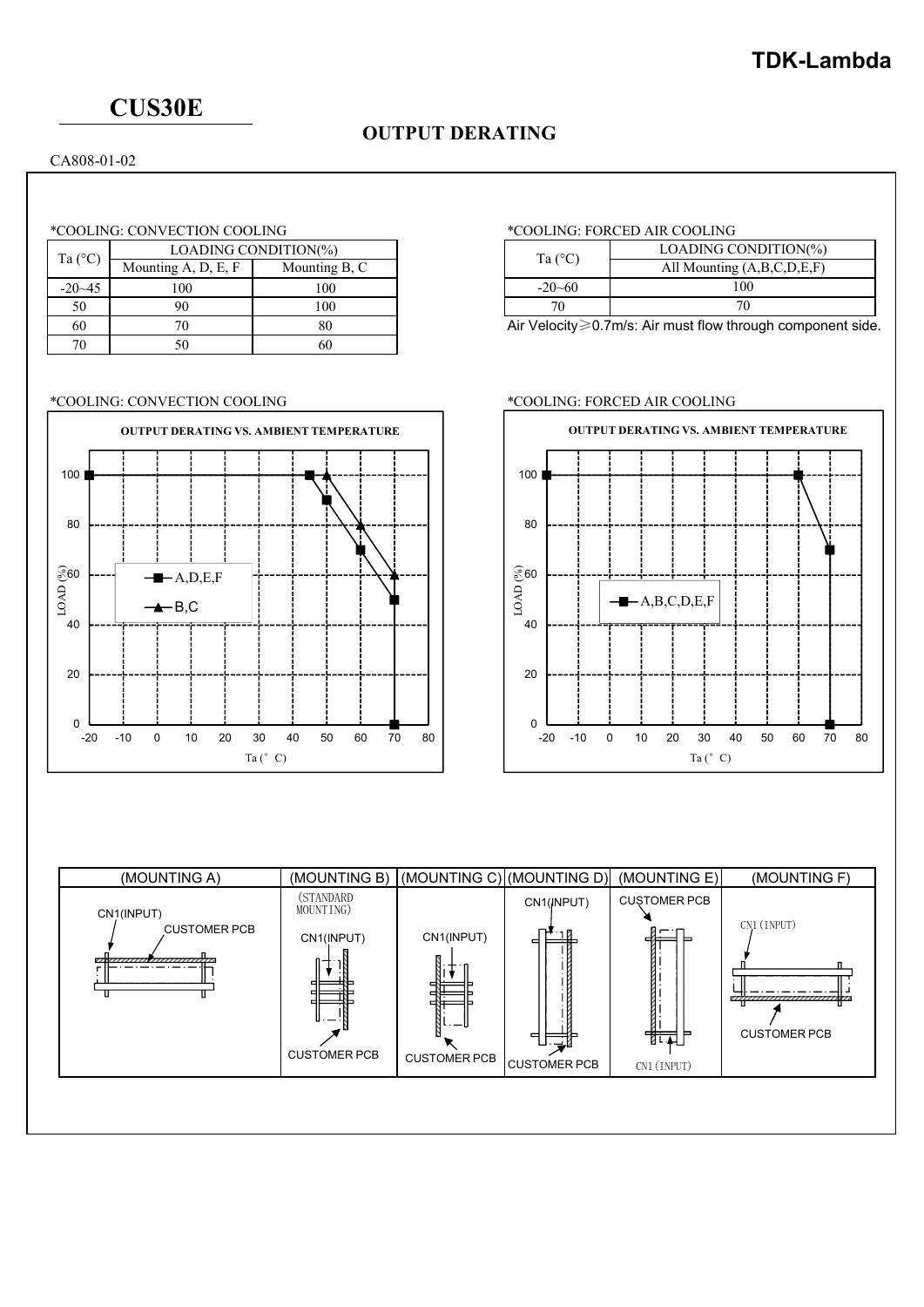# CUS30E

## OUTPUT DERATING

CA808-01-02

*COOLING: CONVECTION COOLING

| Ta (°C) | LOADING CONDITION(%) | |
|---|---|---|
| | Mounting A, D, E, F | Mounting B, C |
| -20~45 | 100 | 100 |
| 50 | 90 | 100 |
| 60 | 70 | 80 |
| 70 | 50 | 60 |

*COOLING: FORCED AIR COOLING

| Ta (°C) | LOADING CONDITION(%) |
|---|---|
| | All Mounting (A,B,C,D,E,F) |
| -20~60 | 100 |
| 70 | 70 |

Air Velocity≧0.7m/s: Air must flow through component side.

*COOLING: CONVECTION COOLING

OUTPUT DERATING VS. AMBIENT TEMPERATURE

*COOLING: FORCED AIR COOLING

OUTPUT DERATING VS. AMBIENT TEMPERATURE

| (MOUNTING A) | (MOUNTING B) | (MOUNTING C) | (MOUNTING D) | (MOUNTING E) | (MOUNTING F) |
|---|---|---|---|---|---|
| CN1(INPUT) CUSTOMER PCB | (STANDARD MOUNTING) CN1(INPUT) CUSTOMER PCB | CN1(INPUT) CUSTOMER PCB | CN1(INPUT) CUSTOMER PCB | CUSTOMER PCB CN1(INPUT) | CN1(INPUT) CUSTOMER PCB |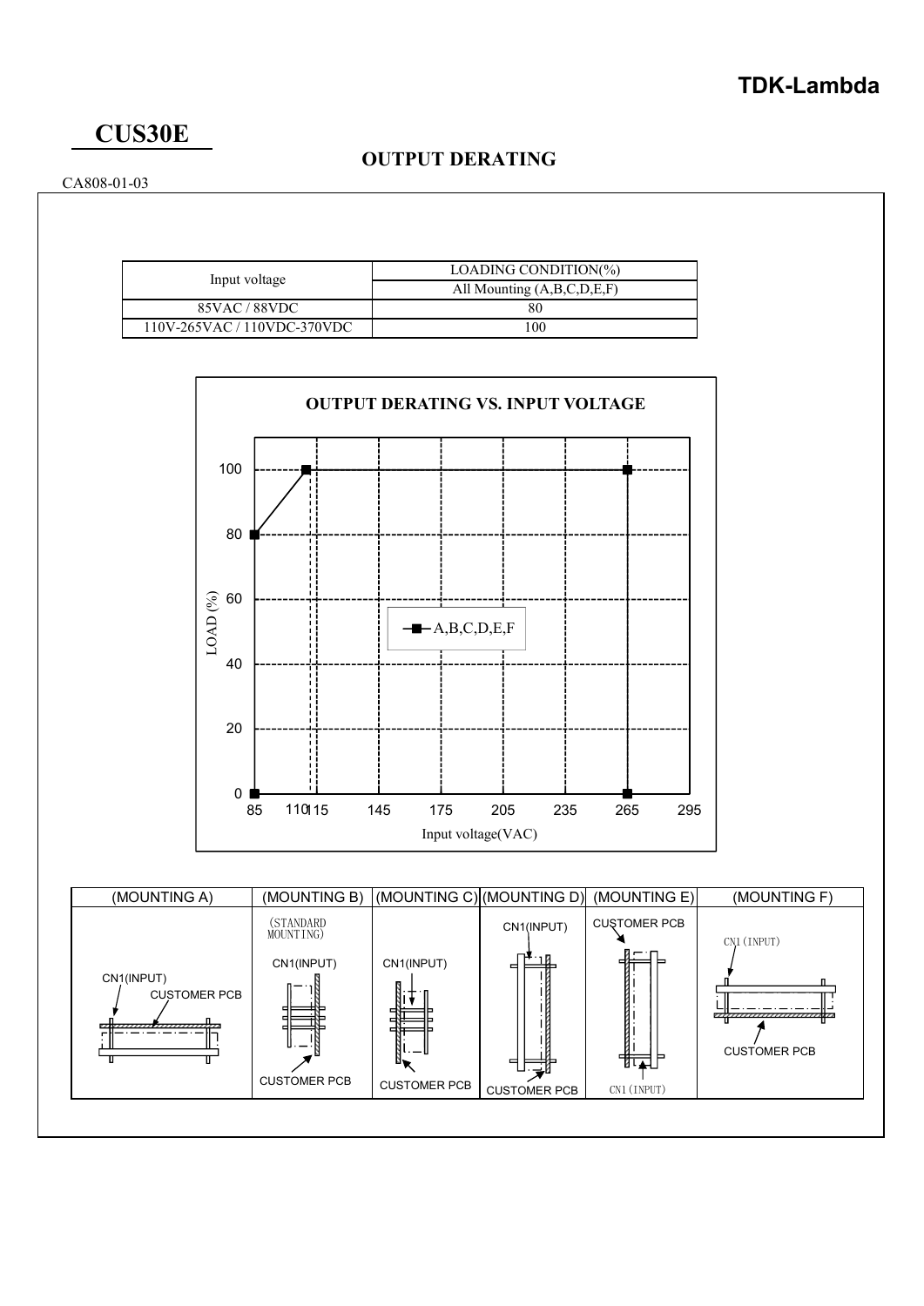TDK-Lambda

# CUS30E

## OUTPUT DERATING

CA808-01-03

| Input voltage | LOADING CONDITION(%) |
| --- | --- |
| | All Mounting (A,B,C,D,E,F) |
| 85VAC / 88VDC | 80 |
| 110V-265VAC / 110VDC-370VDC | 100 |

OUTPUT DERATING VS. INPUT VOLTAGE

LOAD (%)

100
80
60
40
20
0

85 110 115 145 175 205 235 265 295

Input voltage(VAC)

A,B,C,D,E,F

(MOUNTING A)
CN1(INPUT)
CUSTOMER PCB

(MOUNTING B)
(STANDARD MOUNTING)
CN1(INPUT)
CUSTOMER PCB

(MOUNTING C)
CN1(INPUT)
CUSTOMER PCB

(MOUNTING D)
CN1(INPUT)
CUSTOMER PCB

(MOUNTING E)
CUSTOMER PCB
CN1(INPUT)

(MOUNTING F)
CN1(INPUT)
CUSTOMER PCB